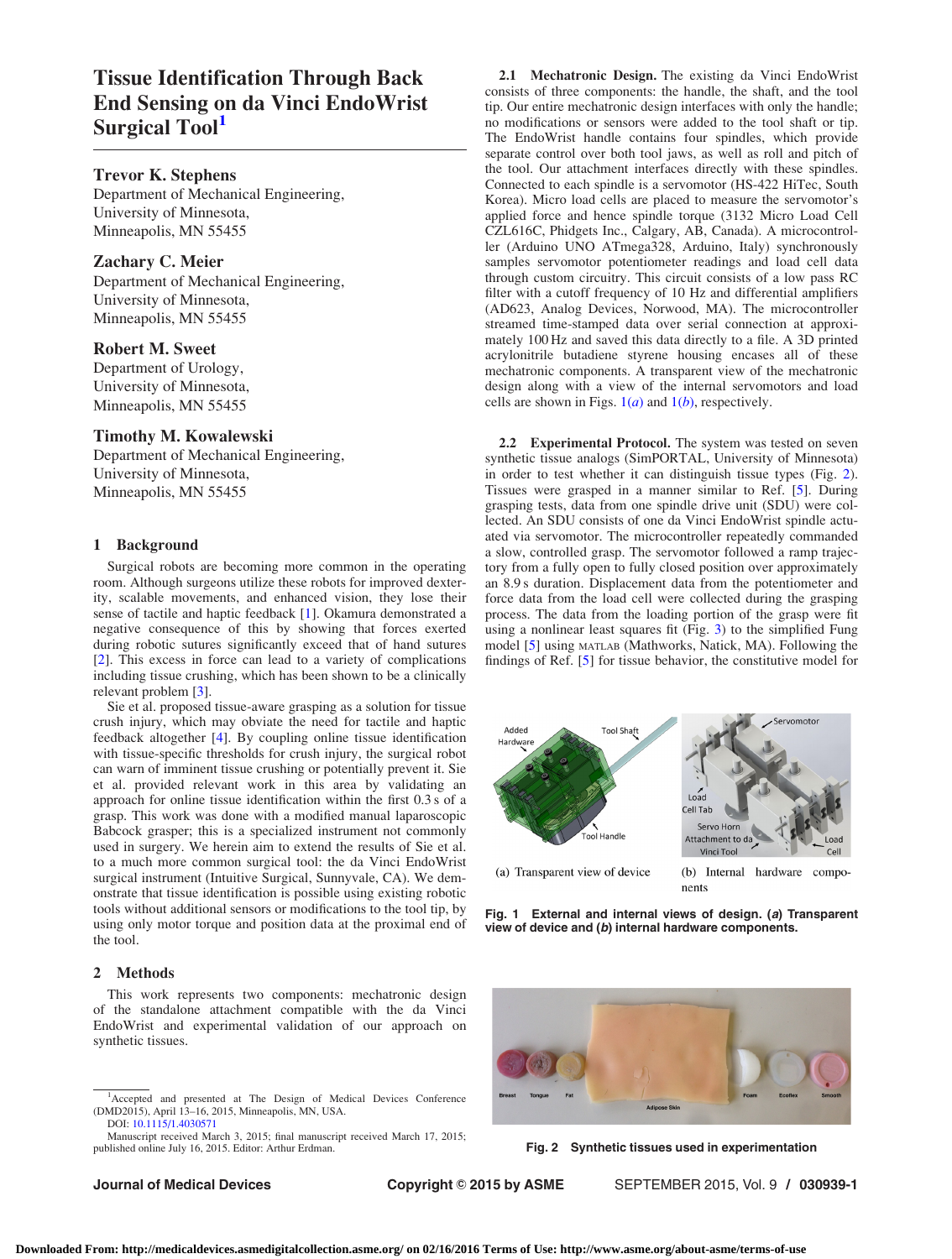# Tissue Identification Through Back End Sensing on da Vinci EndoWrist Surgical Tool[1]

**Trevor K. Stephens**
Department of Mechanical Engineering,
University of Minnesota,
Minneapolis, MN 55455

**Zachary C. Meier**
Department of Mechanical Engineering,
University of Minnesota,
Minneapolis, MN 55455

**Robert M. Sweet**
Department of Urology,
University of Minnesota,
Minneapolis, MN 55455

**Timothy M. Kowalewski**
Department of Mechanical Engineering,
University of Minnesota,
Minneapolis, MN 55455

## 1 Background

Surgical robots are becoming more common in the operating room. Although surgeons utilize these robots for improved dexterity, scalable movements, and enhanced vision, they lose their sense of tactile and haptic feedback [1]. Okamura demonstrated a negative consequence of this by showing that forces exerted during robotic sutures significantly exceed that of hand sutures [2]. This excess in force can lead to a variety of complications including tissue crushing, which has been shown to be a clinically relevant problem [3].

Sie et al. proposed tissue-aware grasping as a solution for tissue crush injury, which may obviate the need for tactile and haptic feedback altogether [4]. By coupling online tissue identification with tissue-specific thresholds for crush injury, the surgical robot can warn of imminent tissue crushing or potentially prevent it. Sie et al. provided relevant work in this area by validating an approach for online tissue identification within the first 0.3 s of a grasp. This work was done with a modified manual laparoscopic Babcock grasper; this is a specialized instrument not commonly used in surgery. We herein aim to extend the results of Sie et al. to a much more common surgical tool: the da Vinci EndoWrist surgical instrument (Intuitive Surgical, Sunnyvale, CA). We demonstrate that tissue identification is possible using existing robotic tools without additional sensors or modifications to the tool tip, by using only motor torque and position data at the proximal end of the tool.

## 2 Methods

This work represents two components: mechatronic design of the standalone attachment compatible with the da Vinci EndoWrist and experimental validation of our approach on synthetic tissues.

**2.1 Mechatronic Design.** The existing da Vinci EndoWrist consists of three components: the handle, the shaft, and the tool tip. Our entire mechatronic design interfaces with only the handle; no modifications or sensors were added to the tool shaft or tip. The EndoWrist handle contains four spindles, which provide separate control over both tool jaws, as well as roll and pitch of the tool. Our attachment interfaces directly with these spindles. Connected to each spindle is a servomotor (HS-422 HiTec, South Korea). Micro load cells are placed to measure the servomotor's applied force and hence spindle torque (3132 Micro Load Cell CZL616C, Phidgets Inc., Calgary, AB, Canada). A microcontroller (Arduino UNO ATmega328, Arduino, Italy) synchronously samples servomotor potentiometer readings and load cell data through custom circuitry. This circuit consists of a low pass RC filter with a cutoff frequency of 10 Hz and differential amplifiers (AD623, Analog Devices, Norwood, MA). The microcontroller streamed time-stamped data over serial connection at approximately 100 Hz and saved this data directly to a file. A 3D printed acrylonitrile butadiene styrene housing encases all of these mechatronic components. A transparent view of the mechatronic design along with a view of the internal servomotors and load cells are shown in Figs. 1(*a*) and 1(*b*), respectively.

**2.2 Experimental Protocol.** The system was tested on seven synthetic tissue analogs (SimPORTAL, University of Minnesota) in order to test whether it can distinguish tissue types (Fig. 2). Tissues were grasped in a manner similar to Ref. [5]. During grasping tests, data from one spindle drive unit (SDU) were collected. An SDU consists of one da Vinci EndoWrist spindle actuated via servomotor. The microcontroller repeatedly commanded a slow, controlled grasp. The servomotor followed a ramp trajectory from a fully open to fully closed position over approximately an 8.9 s duration. Displacement data from the potentiometer and force data from the load cell were collected during the grasping process. The data from the loading portion of the grasp were fit using a nonlinear least squares fit (Fig. 3) to the simplified Fung model [5] using MATLAB (Mathworks, Natick, MA). Following the findings of Ref. [5] for tissue behavior, the constitutive model for

(a) Transparent view of device (b) Internal hardware components

**Fig. 1 External and internal views of design. (*a*) Transparent view of device and (*b*) internal hardware components.**

**Fig. 2 Synthetic tissues used in experimentation**

[1]Accepted and presented at The Design of Medical Devices Conference (DMD2015), April 13–16, 2015, Minneapolis, MN, USA.
DOI: 10.1115/1.4030571
Manuscript received March 3, 2015; final manuscript received March 17, 2015; published online July 16, 2015. Editor: Arthur Erdman.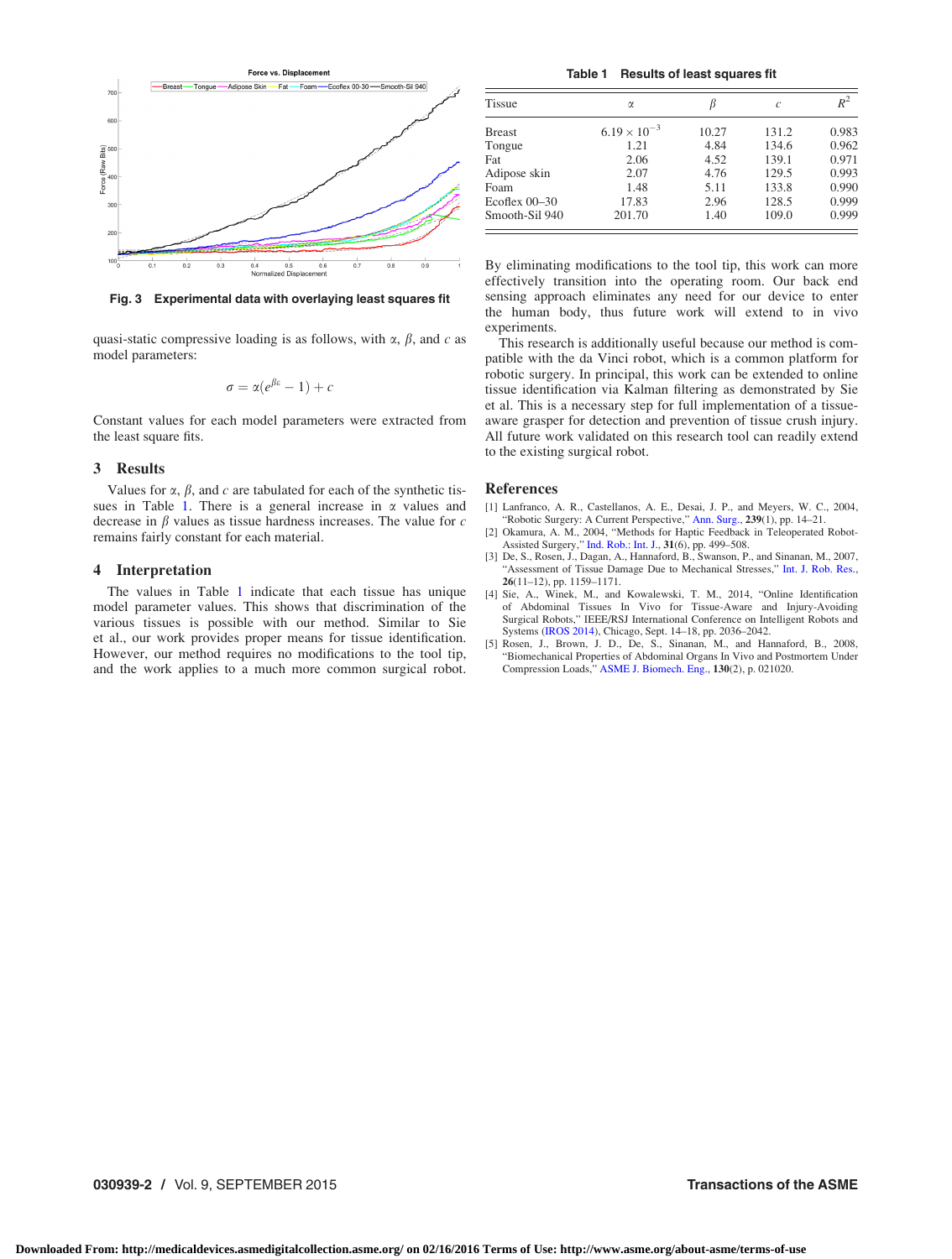Force vs. Displacement

Breast — Tongue — Adipose Skin — Fat — Foam — Ecoflex 00-30 — Smooth-Sil 940

Force (Raw Bits)

700
600
500
400
300
200
100

0 0.1 0.2 0.3 0.4 0.5 0.6 0.7 0.8 0.9 1

Normalized Displacement

**Fig. 3 Experimental data with overlaying least squares fit**

quasi-static compressive loading is as follows, with $\alpha$, $\beta$, and $c$ as model parameters:

$$\sigma = \alpha(e^{\beta\varepsilon} - 1) + c$$

Constant values for each model parameters were extracted from the least square fits.

## 3 Results

Values for $\alpha$, $\beta$, and $c$ are tabulated for each of the synthetic tissues in Table 1. There is a general increase in $\alpha$ values and decrease in $\beta$ values as tissue hardness increases. The value for $c$ remains fairly constant for each material.

## 4 Interpretation

The values in Table 1 indicate that each tissue has unique model parameter values. This shows that discrimination of the various tissues is possible with our method. Similar to Sie et al., our work provides proper means for tissue identification. However, our method requires no modifications to the tool tip, and the work applies to a much more common surgical robot. By eliminating modifications to the tool tip, this work can more effectively transition into the operating room. Our back end sensing approach eliminates any need for our device to enter the human body, thus future work will extend to in vivo experiments.

This research is additionally useful because our method is compatible with the da Vinci robot, which is a common platform for robotic surgery. In principal, this work can be extended to online tissue identification via Kalman filtering as demonstrated by Sie et al. This is a necessary step for full implementation of a tissue-aware grasper for detection and prevention of tissue crush injury. All future work validated on this research tool can readily extend to the existing surgical robot.

**Table 1 Results of least squares fit**

| Tissue | $\alpha$ | $\beta$ | $c$ | $R^2$ |
|---|---|---|---|---|
| Breast | $6.19 \times 10^{-3}$ | 10.27 | 131.2 | 0.983 |
| Tongue | 1.21 | 4.84 | 134.6 | 0.962 |
| Fat | 2.06 | 4.52 | 139.1 | 0.971 |
| Adipose skin | 2.07 | 4.76 | 129.5 | 0.993 |
| Foam | 1.48 | 5.11 | 133.8 | 0.990 |
| Ecoflex 00–30 | 17.83 | 2.96 | 128.5 | 0.999 |
| Smooth-Sil 940 | 201.70 | 1.40 | 109.0 | 0.999 |

## References

[1] Lanfranco, A. R., Castellanos, A. E., Desai, J. P., and Meyers, W. C., 2004, "Robotic Surgery: A Current Perspective," Ann. Surg., **239**(1), pp. 14–21.

[2] Okamura, A. M., 2004, "Methods for Haptic Feedback in Teleoperated Robot-Assisted Surgery," Ind. Rob.: Int. J., **31**(6), pp. 499–508.

[3] De, S., Rosen, J., Dagan, A., Hannaford, B., Swanson, P., and Sinanan, M., 2007, "Assessment of Tissue Damage Due to Mechanical Stresses," Int. J. Rob. Res., **26**(11–12), pp. 1159–1171.

[4] Sie, A., Winek, M., and Kowalewski, T. M., 2014, "Online Identification of Abdominal Tissues In Vivo for Tissue-Aware and Injury-Avoiding Surgical Robots," IEEE/RSJ International Conference on Intelligent Robots and Systems (IROS 2014), Chicago, Sept. 14–18, pp. 2036–2042.

[5] Rosen, J., Brown, J. D., De, S., Sinanan, M., and Hannaford, B., 2008, "Biomechanical Properties of Abdominal Organs In Vivo and Postmortem Under Compression Loads," ASME J. Biomech. Eng., **130**(2), p. 021020.